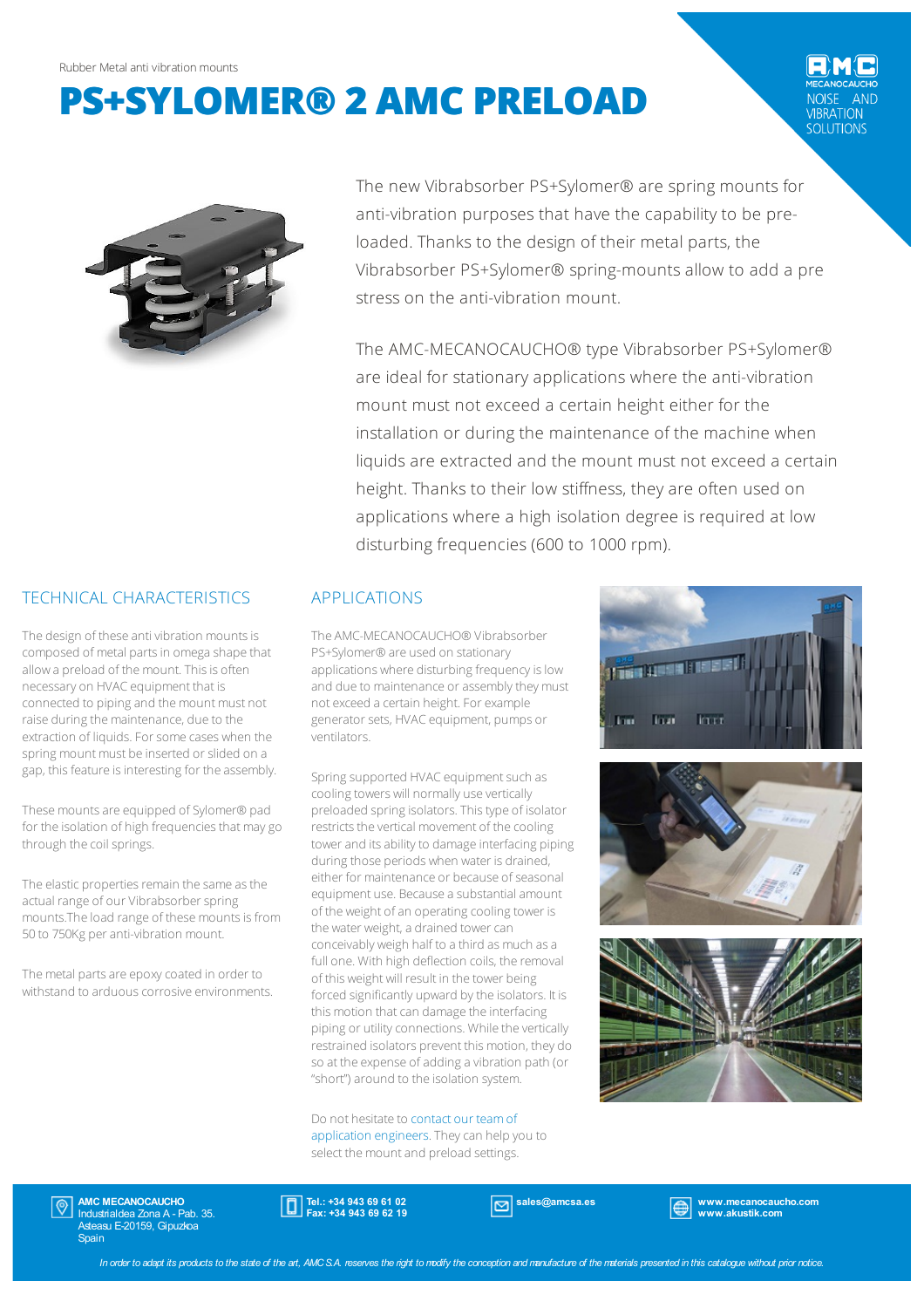Rubber Metal anti vibration mounts

# PS+SYLOMER® 2 AMC PRELOAD

The new Vibrabsorber PS+Sylomer® are spring mounts for anti-vibration purposes that have the capability to be pre-loaded. Thanks to the design of their metal parts, the Vibrabsorber PS+Sylomer® spring-mounts allow to add a pre stress on the anti-vibration mount.

The AMC-MECANOCAUCHO® type Vibrabsorber PS+Sylomer® are ideal for stationary applications where the anti-vibration mount must not exceed a certain height either for the installation or during the maintenance of the machine when liquids are extracted and the mount must not exceed a certain height. Thanks to their low stiffness, they are often used on applications where a high isolation degree is required at low disturbing frequencies (600 to 1000 rpm).

## TECHNICAL CHARACTERISTICS

The design of these anti vibration mounts is composed of metal parts in omega shape that allow a preload of the mount. This is often necessary on HVAC equipment that is connected to piping and the mount must not raise during the maintenance, due to the extraction of liquids. For some cases when the spring mount must be inserted or slided on a gap, this feature is interesting for the assembly.

These mounts are equipped of Sylomer® pad for the isolation of high frequencies that may go through the coil springs.

The elastic properties remain the same as the actual range of our Vibrabsorber spring mounts.The load range of these mounts is from 50 to 750Kg per anti-vibration mount.

The metal parts are epoxy coated in order to withstand to arduous corrosive environments.

## APPLICATIONS

The AMC-MECANOCAUCHO® Vibrabsorber PS+Sylomer® are used on stationary applications where disturbing frequency is low and due to maintenance or assembly they must not exceed a certain height. For example generator sets, HVAC equipment, pumps or ventilators.

Spring supported HVAC equipment such as cooling towers will normally use vertically preloaded spring isolators. This type of isolator restricts the vertical movement of the cooling tower and its ability to damage interfacing piping during those periods when water is drained, either for maintenance or because of seasonal equipment use. Because a substantial amount of the weight of an operating cooling tower is the water weight, a drained tower can conceivably weigh half to a third as much as a full one. With high deflection coils, the removal of this weight will result in the tower being forced significantly upward by the isolators. It is this motion that can damage the interfacing piping or utility connections. While the vertically restrained isolators prevent this motion, they do so at the expense of adding a vibration path (or "short") around to the isolation system.

Do not hesitate to contact our team of application engineers. They can help you to select the mount and preload settings.

**AMC MECANOCAUCHO**
Industrialdea Zona A - Pab. 35.
Asteasu E-20159, Gipuzkoa
Spain

**Tel.: +34 943 69 61 02**
**Fax: +34 943 69 62 19**

**sales@amcsa.es**

**www.mecanocaucho.com**
**www.akustik.com**

*In order to adapt its products to the state of the art, AMC S.A. reserves the right to modify the conception and manufacture of the materials presented in this catalogue without prior notice.*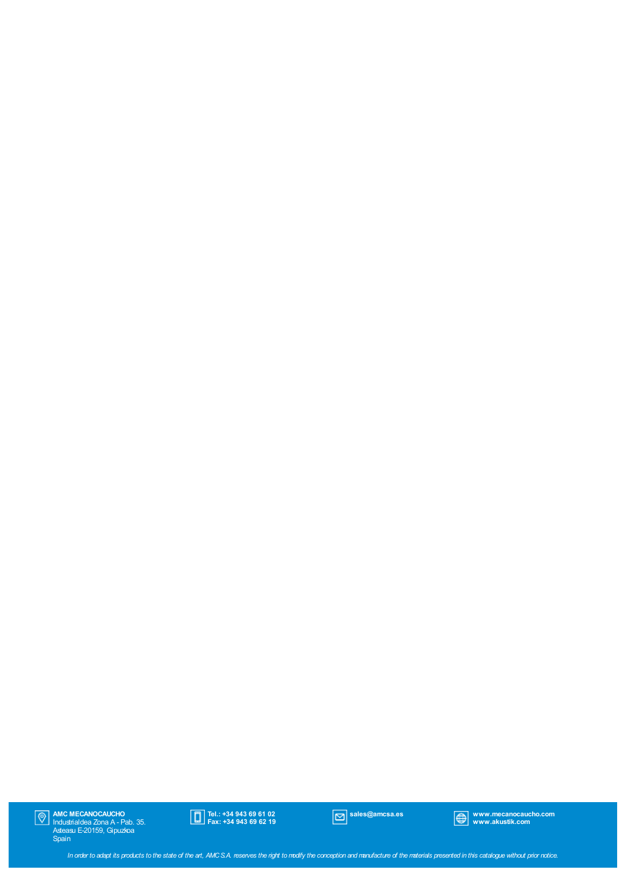**AMC MECANOCAUCHO**
Industrialdea Zona A - Pab. 35.
Asteasu E-20159, Gipuzkoa
Spain

**Tel.: +34 943 69 61 02**
**Fax: +34 943 69 62 19**

**sales@amcsa.es**

**www.mecanocaucho.com**
**www.akustik.com**

*In order to adapt its products to the state of the art, AMC S.A. reserves the right to modify the conception and manufacture of the materials presented in this catalogue without prior notice.*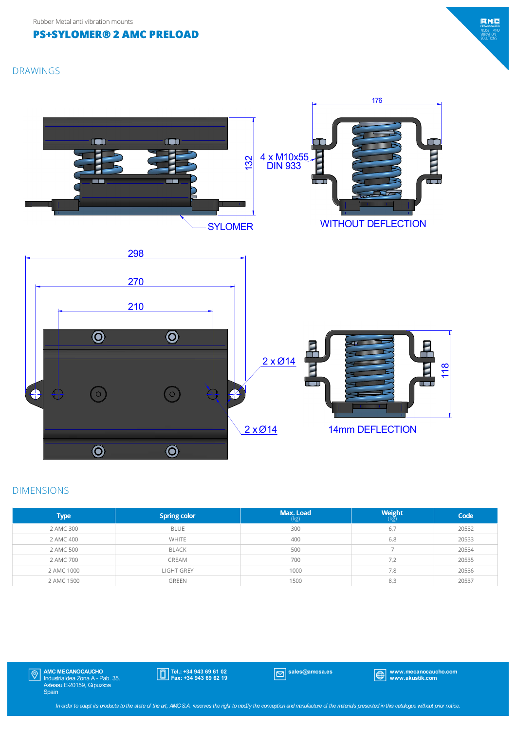Rubber Metal anti vibration mounts

# PS+SYLOMER® 2 AMC PRELOAD

## DRAWINGS

132

4 x M10x55
DIN 933

SYLOMER

176

WITHOUT DEFLECTION

298

270

210

2 x Ø14

2 x Ø14

118

14mm DEFLECTION

## DIMENSIONS

| Type | Spring color | Max. Load (kg) | Weight (kg) | Code |
|---|---|---|---|---|
| 2 AMC 300 | BLUE | 300 | 6,7 | 20532 |
| 2 AMC 400 | WHITE | 400 | 6,8 | 20533 |
| 2 AMC 500 | BLACK | 500 | 7 | 20534 |
| 2 AMC 700 | CREAM | 700 | 7,2 | 20535 |
| 2 AMC 1000 | LIGHT GREY | 1000 | 7,8 | 20536 |
| 2 AMC 1500 | GREEN | 1500 | 8,3 | 20537 |

**AMC MECANOCAUCHO**
Industrialdea Zona A - Pab. 35.
Asteasu E-20159, Gipuzkoa
Spain

**Tel.: +34 943 69 61 02**
**Fax: +34 943 69 62 19**

**sales@amcsa.es**

**www.mecanocaucho.com**
**www.akustik.com**

*In order to adapt its products to the state of the art, AMC S.A. reserves the right to modify the conception and manufacture of the materials presented in this catalogue without prior notice.*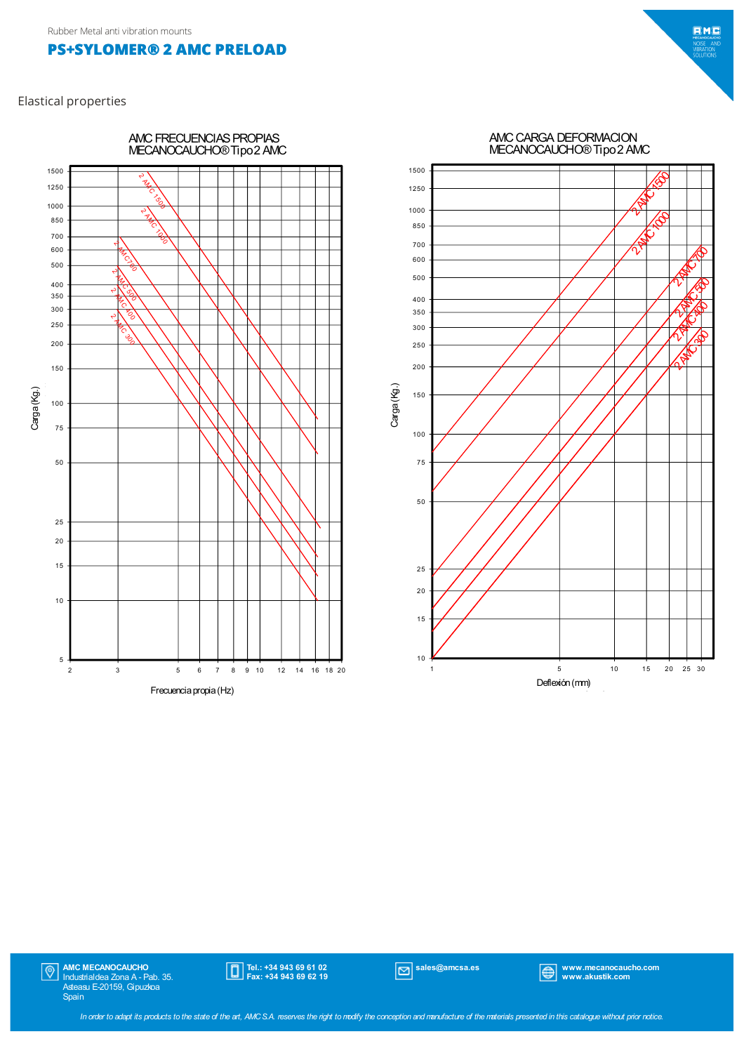Rubber Metal anti vibration mounts

# PS+SYLOMER® 2 AMC PRELOAD

## Elastical properties

AMC FRECUENCIAS PROPIAS
MECANOCAUCHO® Tipo 2 AMC

Carga (Kg.)

1500
1250
1000
850
700
600
500
400
350
300
250
200
150
100
75
50
25
20
15
10
5

2 AMC 1500
2 AMC 1000
2 AMC 700
2 AMC 500
2 AMC 400
2 AMC 300

2 3 5 6 7 8 9 10 12 14 16 18 20

Frecuencia propia (Hz)

AMC CARGA DEFORMACION
MECANOCAUCHO® Tipo 2 AMC

Carga (Kg.)

1500
1250
1000
850
700
600
500
400
350
300
250
200
150
100
75
50
25
20
15
10

2 AMC 1500
2 AMC 1000
2 AMC 700
2 AMC 500
2 AMC 400
2 AMC 300

1 5 10 15 20 25 30

Deflexión (mm)

**AMC MECANOCAUCHO**
Industrialdea Zona A - Pab. 35.
Asteasu E-20159, Gipuzkoa
Spain

**Tel.: +34 943 69 61 02**
**Fax: +34 943 69 62 19**

**sales@amcsa.es**

**www.mecanocaucho.com**
**www.akustik.com**

*In order to adapt its products to the state of the art, AMC S.A. reserves the right to modify the conception and manufacture of the materials presented in this catalogue without prior notice.*